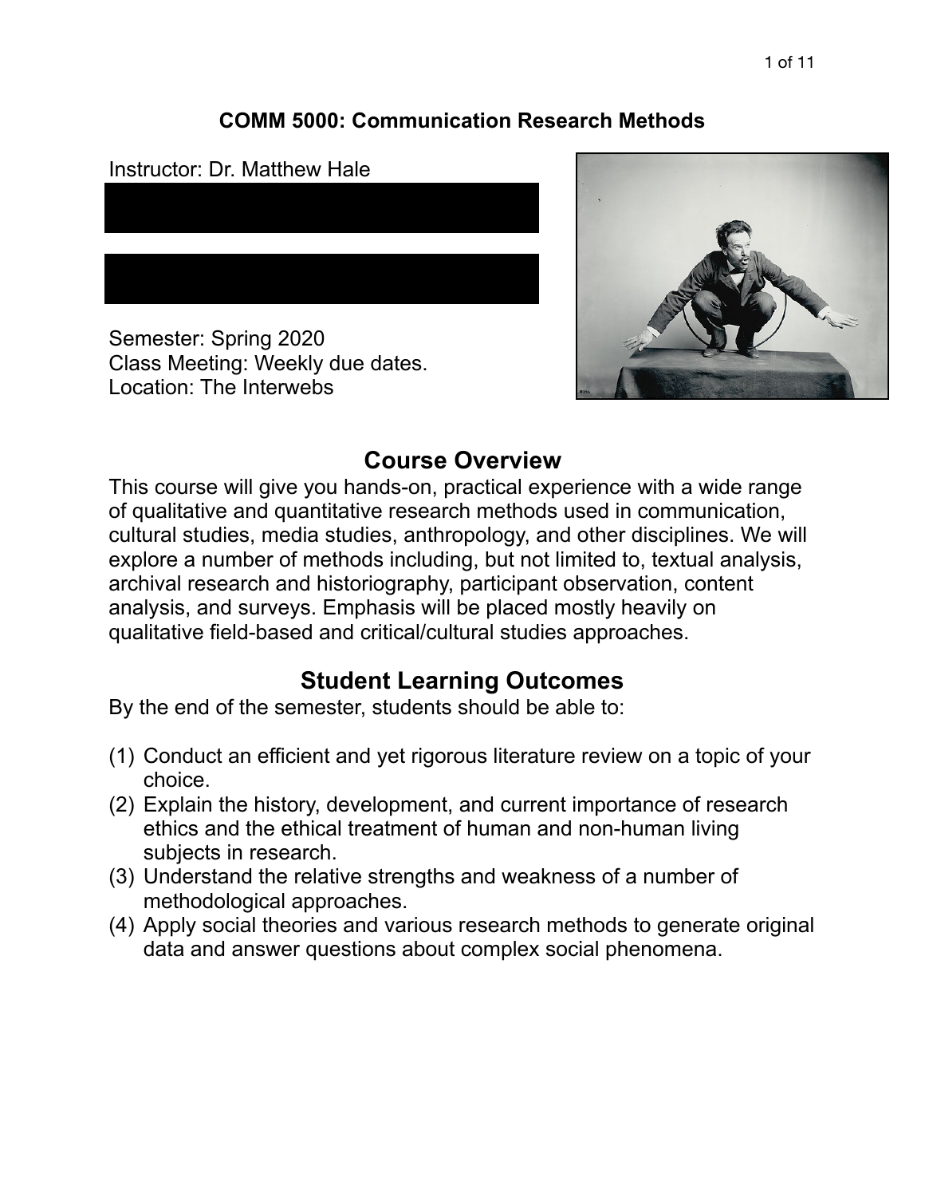# COMM 5000: Communication Research Methods

Instructor: Dr. Matthew Hale

Semester: Spring 2020
Class Meeting: Weekly due dates.
Location: The Interwebs

## Course Overview

This course will give you hands-on, practical experience with a wide range of qualitative and quantitative research methods used in communication, cultural studies, media studies, anthropology, and other disciplines. We will explore a number of methods including, but not limited to, textual analysis, archival research and historiography, participant observation, content analysis, and surveys. Emphasis will be placed mostly heavily on qualitative field-based and critical/cultural studies approaches.

## Student Learning Outcomes

By the end of the semester, students should be able to:

(1) Conduct an efficient and yet rigorous literature review on a topic of your choice.
(2) Explain the history, development, and current importance of research ethics and the ethical treatment of human and non-human living subjects in research.
(3) Understand the relative strengths and weakness of a number of methodological approaches.
(4) Apply social theories and various research methods to generate original data and answer questions about complex social phenomena.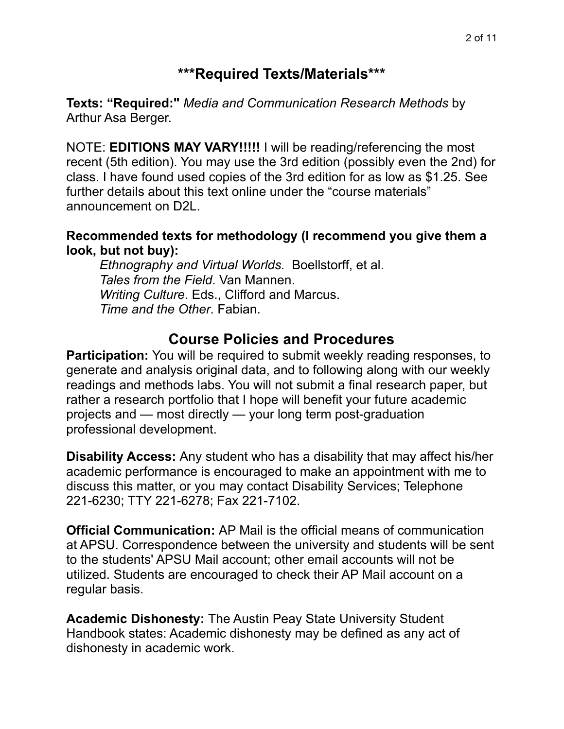## ***Required Texts/Materials***

**Texts: “Required:"** *Media and Communication Research Methods* by Arthur Asa Berger.

NOTE: **EDITIONS MAY VARY!!!!!** I will be reading/referencing the most recent (5th edition). You may use the 3rd edition (possibly even the 2nd) for class. I have found used copies of the 3rd edition for as low as $1.25. See further details about this text online under the “course materials” announcement on D2L.

**Recommended texts for methodology (I recommend you give them a look, but not buy):**

*Ethnography and Virtual Worlds.* Boellstorff, et al.
*Tales from the Field*. Van Mannen.
*Writing Culture*. Eds., Clifford and Marcus.
*Time and the Other*. Fabian.

## Course Policies and Procedures

**Participation:** You will be required to submit weekly reading responses, to generate and analysis original data, and to following along with our weekly readings and methods labs. You will not submit a final research paper, but rather a research portfolio that I hope will benefit your future academic projects and — most directly — your long term post-graduation professional development.

**Disability Access:** Any student who has a disability that may affect his/her academic performance is encouraged to make an appointment with me to discuss this matter, or you may contact Disability Services; Telephone 221-6230; TTY 221-6278; Fax 221-7102.

**Official Communication:** AP Mail is the official means of communication at APSU. Correspondence between the university and students will be sent to the students' APSU Mail account; other email accounts will not be utilized. Students are encouraged to check their AP Mail account on a regular basis.

**Academic Dishonesty:** The Austin Peay State University Student Handbook states: Academic dishonesty may be defined as any act of dishonesty in academic work.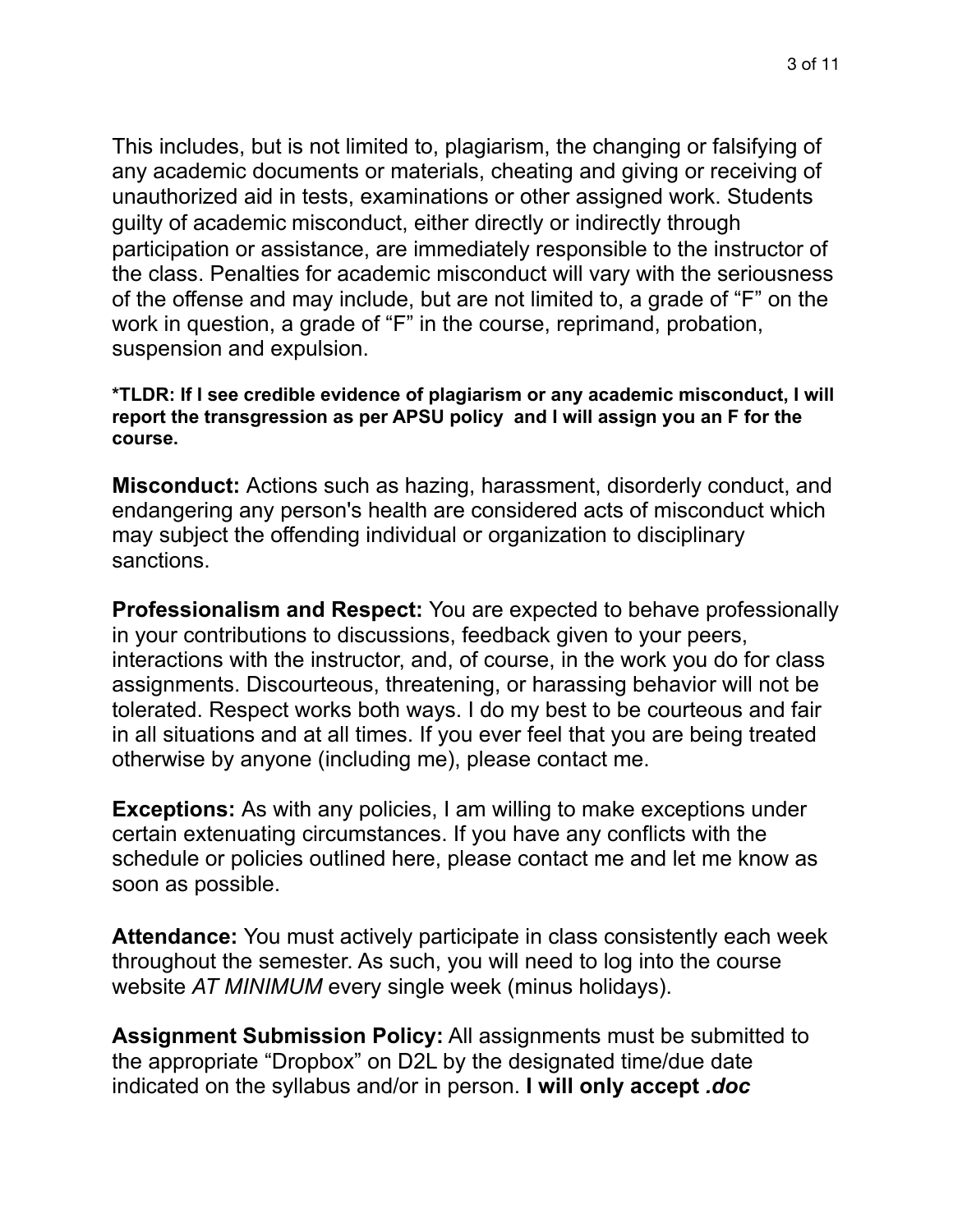This includes, but is not limited to, plagiarism, the changing or falsifying of any academic documents or materials, cheating and giving or receiving of unauthorized aid in tests, examinations or other assigned work. Students guilty of academic misconduct, either directly or indirectly through participation or assistance, are immediately responsible to the instructor of the class. Penalties for academic misconduct will vary with the seriousness of the offense and may include, but are not limited to, a grade of "F" on the work in question, a grade of "F" in the course, reprimand, probation, suspension and expulsion.

***TLDR: If I see credible evidence of plagiarism or any academic misconduct, I will report the transgression as per APSU policy and I will assign you an F for the course.**

**Misconduct:** Actions such as hazing, harassment, disorderly conduct, and endangering any person's health are considered acts of misconduct which may subject the offending individual or organization to disciplinary sanctions.

**Professionalism and Respect:** You are expected to behave professionally in your contributions to discussions, feedback given to your peers, interactions with the instructor, and, of course, in the work you do for class assignments. Discourteous, threatening, or harassing behavior will not be tolerated. Respect works both ways. I do my best to be courteous and fair in all situations and at all times. If you ever feel that you are being treated otherwise by anyone (including me), please contact me.

**Exceptions:** As with any policies, I am willing to make exceptions under certain extenuating circumstances. If you have any conflicts with the schedule or policies outlined here, please contact me and let me know as soon as possible.

**Attendance:** You must actively participate in class consistently each week throughout the semester. As such, you will need to log into the course website *AT MINIMUM* every single week (minus holidays).

**Assignment Submission Policy:** All assignments must be submitted to the appropriate "Dropbox" on D2L by the designated time/due date indicated on the syllabus and/or in person. **I will only accept *.doc***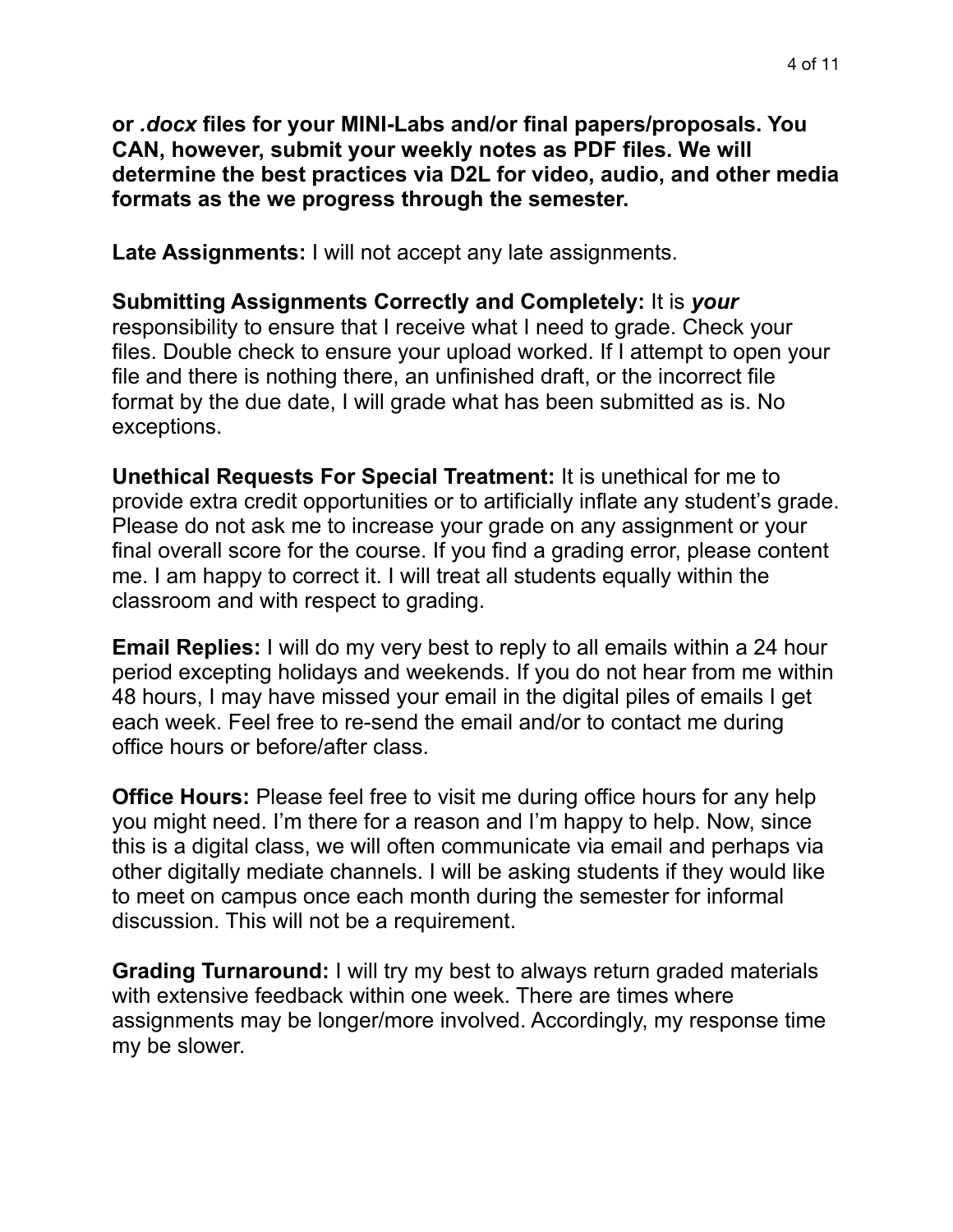**or *.docx* files for your MINI-Labs and/or final papers/proposals. You CAN, however, submit your weekly notes as PDF files. We will determine the best practices via D2L for video, audio, and other media formats as the we progress through the semester.**

**Late Assignments:** I will not accept any late assignments.

**Submitting Assignments Correctly and Completely:** It is ***your*** responsibility to ensure that I receive what I need to grade. Check your files. Double check to ensure your upload worked. If I attempt to open your file and there is nothing there, an unfinished draft, or the incorrect file format by the due date, I will grade what has been submitted as is. No exceptions.

**Unethical Requests For Special Treatment:** It is unethical for me to provide extra credit opportunities or to artificially inflate any student's grade. Please do not ask me to increase your grade on any assignment or your final overall score for the course. If you find a grading error, please content me. I am happy to correct it. I will treat all students equally within the classroom and with respect to grading.

**Email Replies:** I will do my very best to reply to all emails within a 24 hour period excepting holidays and weekends. If you do not hear from me within 48 hours, I may have missed your email in the digital piles of emails I get each week. Feel free to re-send the email and/or to contact me during office hours or before/after class.

**Office Hours:** Please feel free to visit me during office hours for any help you might need. I'm there for a reason and I'm happy to help. Now, since this is a digital class, we will often communicate via email and perhaps via other digitally mediate channels. I will be asking students if they would like to meet on campus once each month during the semester for informal discussion. This will not be a requirement.

**Grading Turnaround:** I will try my best to always return graded materials with extensive feedback within one week. There are times where assignments may be longer/more involved. Accordingly, my response time my be slower.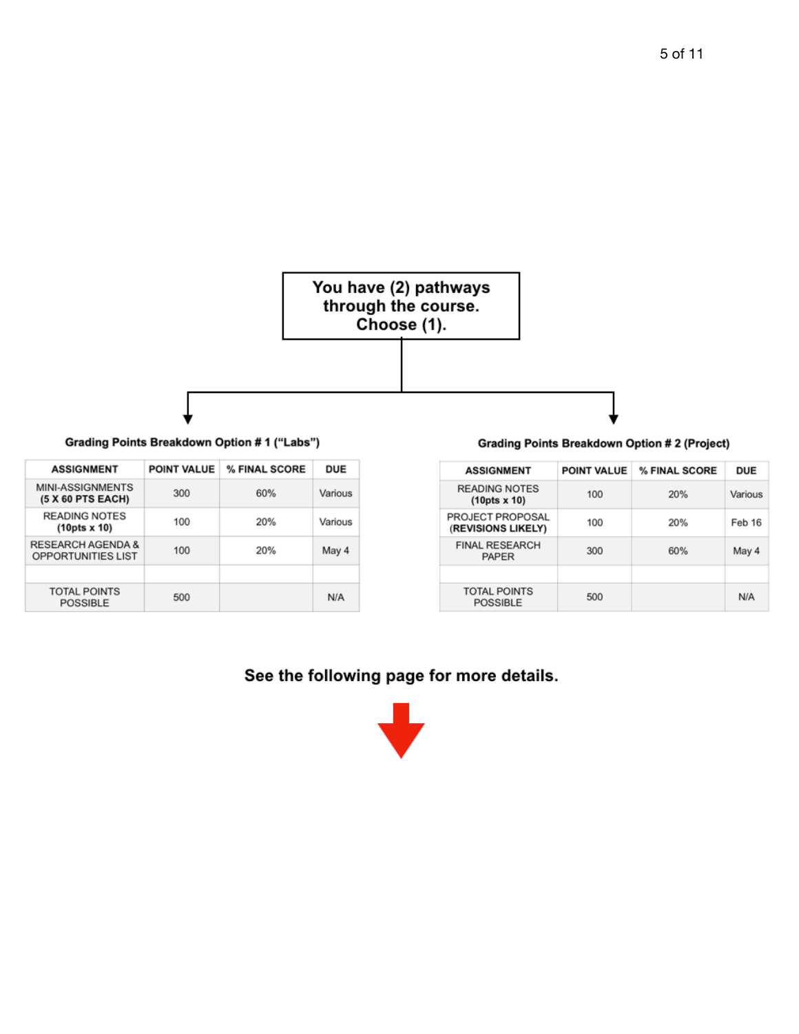**You have (2) pathways through the course. Choose (1).**

**Grading Points Breakdown Option # 1 ("Labs")**

| ASSIGNMENT | POINT VALUE | % FINAL SCORE | DUE |
|---|---|---|---|
| MINI-ASSIGNMENTS **(5 X 60 PTS EACH)** | 300 | 60% | Various |
| READING NOTES **(10pts x 10)** | 100 | 20% | Various |
| RESEARCH AGENDA & OPPORTUNITIES LIST | 100 | 20% | May 4 |
| | | | |
| TOTAL POINTS POSSIBLE | 500 | | N/A |

**Grading Points Breakdown Option # 2 (Project)**

| ASSIGNMENT | POINT VALUE | % FINAL SCORE | DUE |
|---|---|---|---|
| READING NOTES **(10pts x 10)** | 100 | 20% | Various |
| PROJECT PROPOSAL **(REVISIONS LIKELY)** | 100 | 20% | Feb 16 |
| FINAL RESEARCH PAPER | 300 | 60% | May 4 |
| | | | |
| TOTAL POINTS POSSIBLE | 500 | | N/A |

**See the following page for more details.**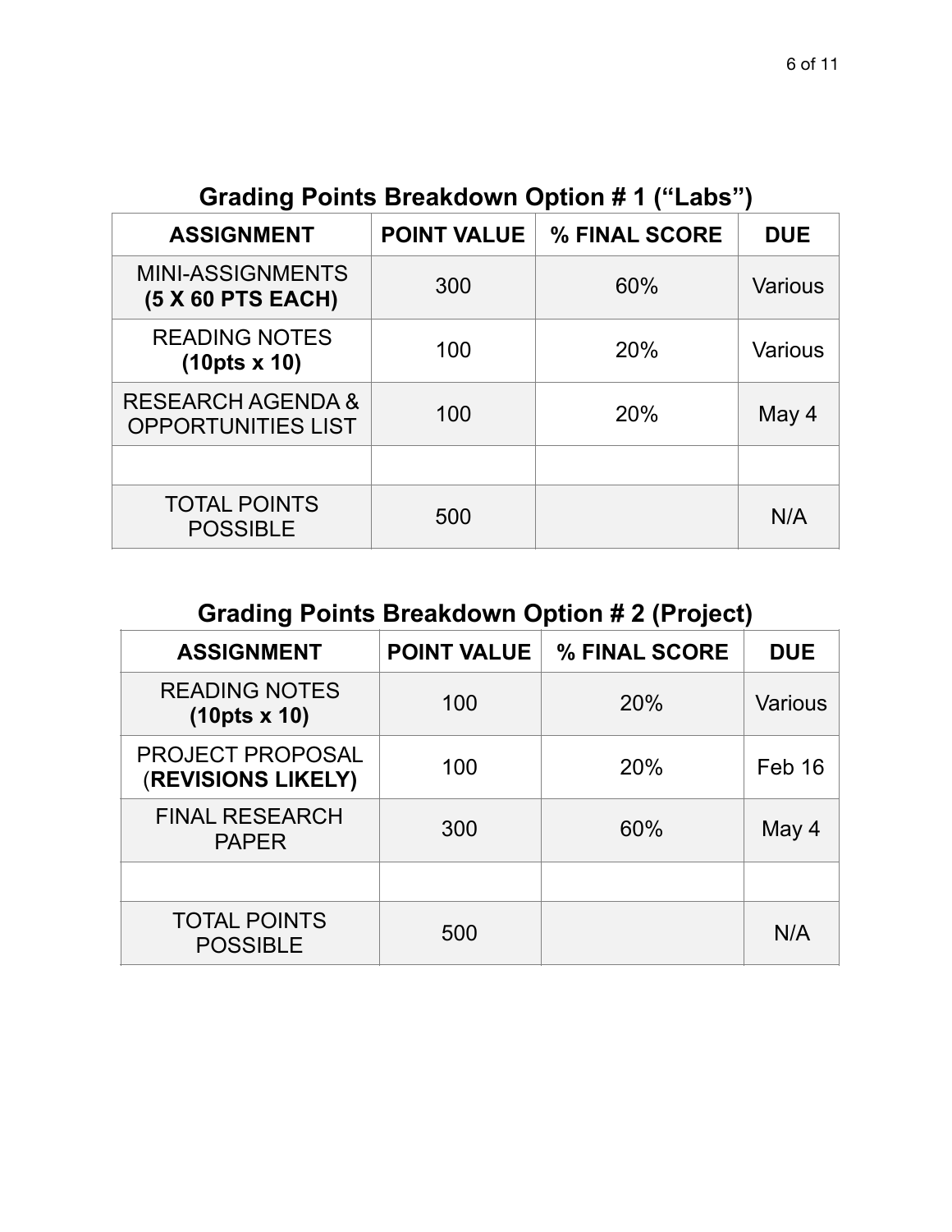## Grading Points Breakdown Option # 1 ("Labs")

| ASSIGNMENT | POINT VALUE | % FINAL SCORE | DUE |
| --- | --- | --- | --- |
| MINI-ASSIGNMENTS **(5 X 60 PTS EACH)** | 300 | 60% | Various |
| READING NOTES **(10pts x 10)** | 100 | 20% | Various |
| RESEARCH AGENDA & OPPORTUNITIES LIST | 100 | 20% | May 4 |
| | | | |
| TOTAL POINTS POSSIBLE | 500 | | N/A |

## Grading Points Breakdown Option # 2 (Project)

| ASSIGNMENT | POINT VALUE | % FINAL SCORE | DUE |
| --- | --- | --- | --- |
| READING NOTES **(10pts x 10)** | 100 | 20% | Various |
| PROJECT PROPOSAL (**REVISIONS LIKELY)** | 100 | 20% | Feb 16 |
| FINAL RESEARCH PAPER | 300 | 60% | May 4 |
| | | | |
| TOTAL POINTS POSSIBLE | 500 | | N/A |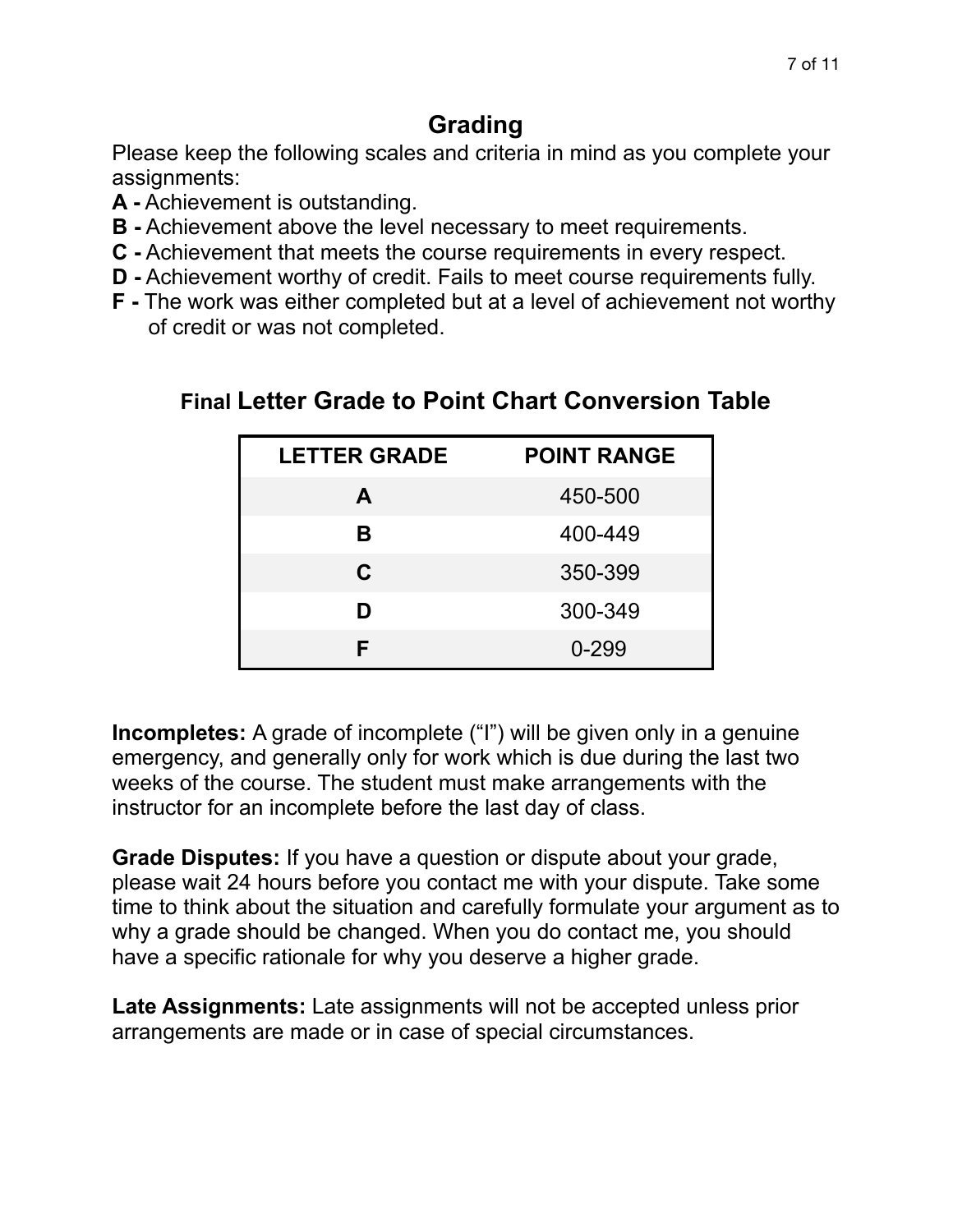## Grading

Please keep the following scales and criteria in mind as you complete your assignments:

**A -** Achievement is outstanding.
**B -** Achievement above the level necessary to meet requirements.
**C -** Achievement that meets the course requirements in every respect.
**D -** Achievement worthy of credit. Fails to meet course requirements fully.
**F -** The work was either completed but at a level of achievement not worthy of credit or was not completed.

### Final Letter Grade to Point Chart Conversion Table

| LETTER GRADE | POINT RANGE |
|---|---|
| A | 450-500 |
| B | 400-449 |
| C | 350-399 |
| D | 300-349 |
| F | 0-299 |

**Incompletes:** A grade of incomplete ("I") will be given only in a genuine emergency, and generally only for work which is due during the last two weeks of the course. The student must make arrangements with the instructor for an incomplete before the last day of class.

**Grade Disputes:** If you have a question or dispute about your grade, please wait 24 hours before you contact me with your dispute. Take some time to think about the situation and carefully formulate your argument as to why a grade should be changed. When you do contact me, you should have a specific rationale for why you deserve a higher grade.

**Late Assignments:** Late assignments will not be accepted unless prior arrangements are made or in case of special circumstances.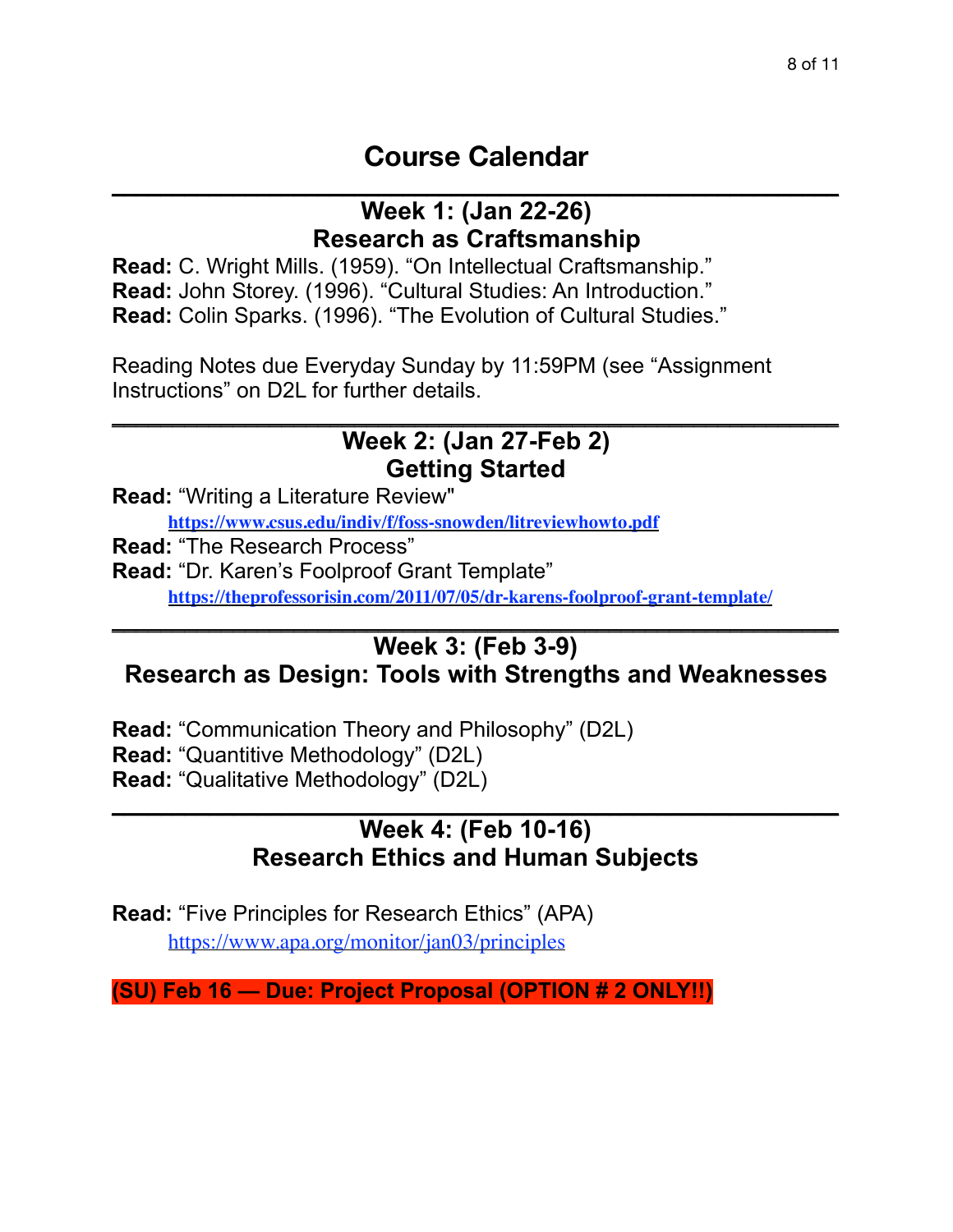# Course Calendar

---

## Week 1: (Jan 22-26)
## Research as Craftsmanship

**Read:** C. Wright Mills. (1959). "On Intellectual Craftsmanship."
**Read:** John Storey. (1996). "Cultural Studies: An Introduction."
**Read:** Colin Sparks. (1996). "The Evolution of Cultural Studies."

Reading Notes due Everyday Sunday by 11:59PM (see "Assignment Instructions" on D2L for further details.

---

## Week 2: (Jan 27-Feb 2)
## Getting Started

**Read:** "Writing a Literature Review"
  https://www.csus.edu/indiv/f/foss-snowden/litreviewhowto.pdf
**Read:** "The Research Process"
**Read:** "Dr. Karen's Foolproof Grant Template"
  https://theprofessorisin.com/2011/07/05/dr-karens-foolproof-grant-template/

---

## Week 3: (Feb 3-9)
## Research as Design: Tools with Strengths and Weaknesses

**Read:** "Communication Theory and Philosophy" (D2L)
**Read:** "Quantitive Methodology" (D2L)
**Read:** "Qualitative Methodology" (D2L)

---

## Week 4: (Feb 10-16)
## Research Ethics and Human Subjects

**Read:** "Five Principles for Research Ethics" (APA)
  https://www.apa.org/monitor/jan03/principles

**(SU) Feb 16 — Due: Project Proposal (OPTION # 2 ONLY!!)**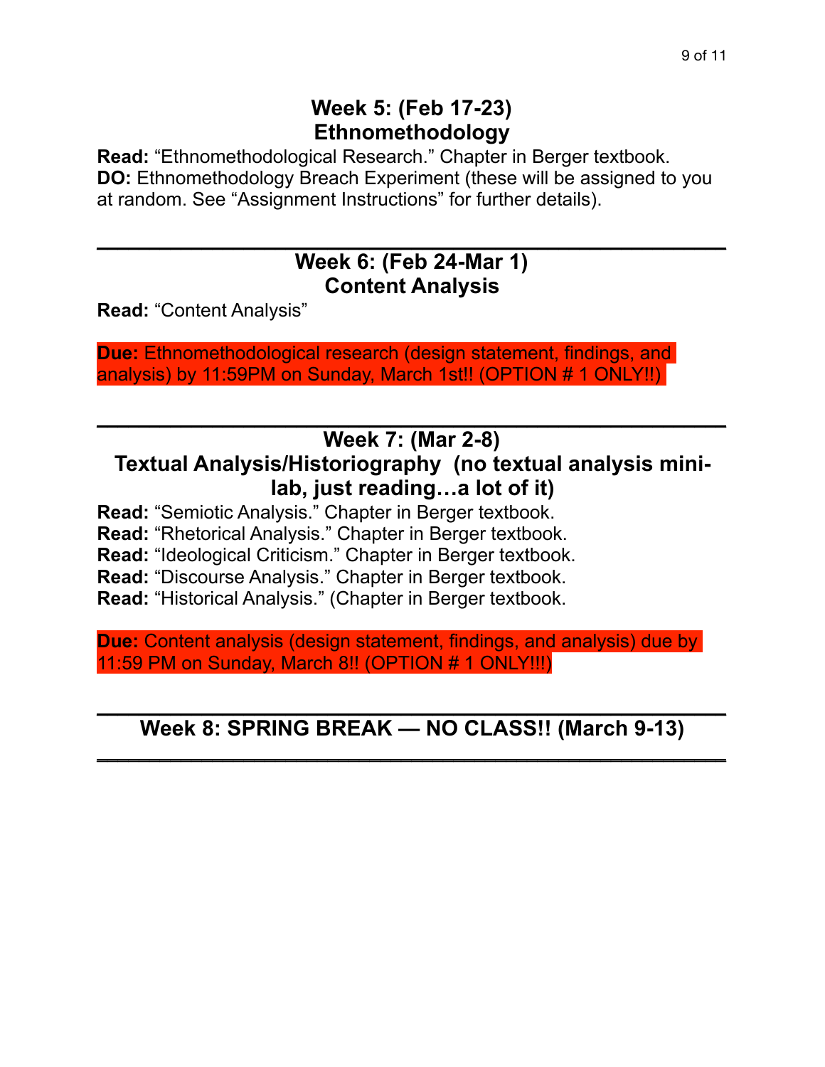## Week 5: (Feb 17-23)
## Ethnomethodology

**Read:** "Ethnomethodological Research." Chapter in Berger textbook.
**DO:** Ethnomethodology Breach Experiment (these will be assigned to you at random. See "Assignment Instructions" for further details).

---

## Week 6: (Feb 24-Mar 1)
## Content Analysis

**Read:** "Content Analysis"

**Due:** Ethnomethodological research (design statement, findings, and analysis) by 11:59PM on Sunday, March 1st!! (OPTION # 1 ONLY!!)

---

## Week 7: (Mar 2-8)
## Textual Analysis/Historiography (no textual analysis mini-lab, just reading…a lot of it)

**Read:** "Semiotic Analysis." Chapter in Berger textbook.
**Read:** "Rhetorical Analysis." Chapter in Berger textbook.
**Read:** "Ideological Criticism." Chapter in Berger textbook.
**Read:** "Discourse Analysis." Chapter in Berger textbook.
**Read:** "Historical Analysis." (Chapter in Berger textbook.

**Due:** Content analysis (design statement, findings, and analysis) due by 11:59 PM on Sunday, March 8!! (OPTION # 1 ONLY!!!)

---

## Week 8: SPRING BREAK — NO CLASS!! (March 9-13)

---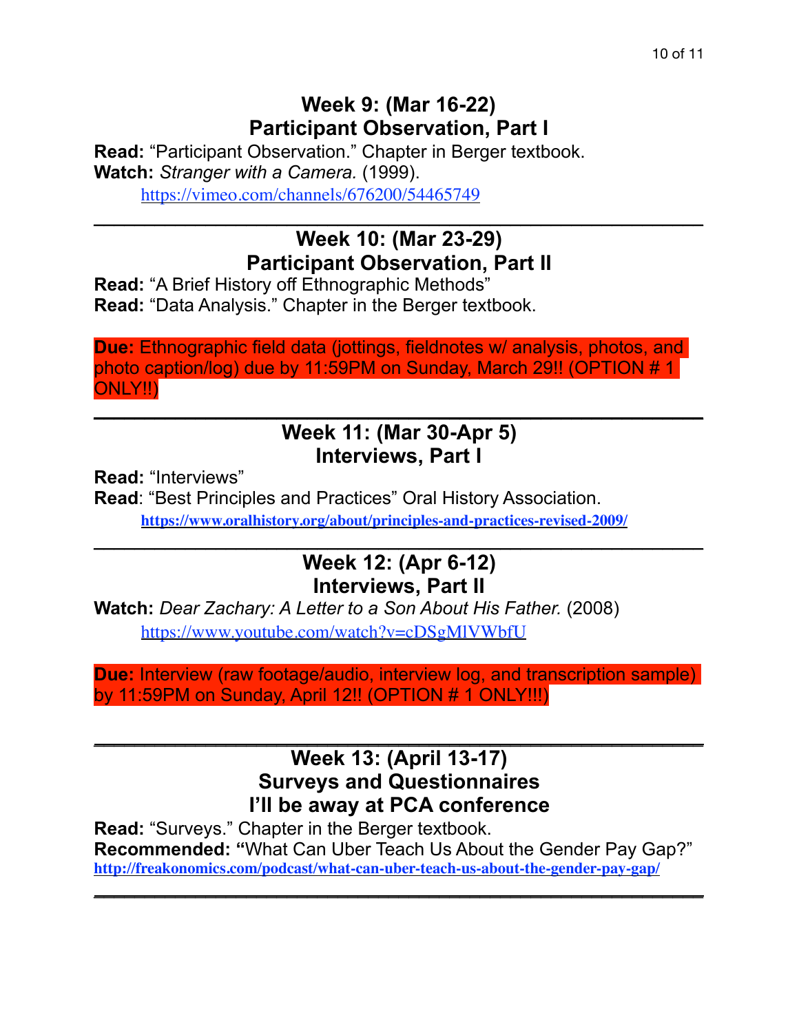## Week 9: (Mar 16-22)
## Participant Observation, Part I

**Read:** "Participant Observation." Chapter in Berger textbook.
**Watch:** *Stranger with a Camera.* (1999).
https://vimeo.com/channels/676200/54465749

---

## Week 10: (Mar 23-29)
## Participant Observation, Part II

**Read:** "A Brief History off Ethnographic Methods"
**Read:** "Data Analysis." Chapter in the Berger textbook.

**Due:** Ethnographic field data (jottings, fieldnotes w/ analysis, photos, and photo caption/log) due by 11:59PM on Sunday, March 29!! (OPTION # 1 ONLY!!)

---

## Week 11: (Mar 30-Apr 5)
## Interviews, Part I

**Read:** "Interviews"
**Read**: "Best Principles and Practices" Oral History Association.
**https://www.oralhistory.org/about/principles-and-practices-revised-2009/**

---

## Week 12: (Apr 6-12)
## Interviews, Part II

**Watch:** *Dear Zachary: A Letter to a Son About His Father.* (2008)
https://www.youtube.com/watch?v=cDSgMlVWbfU

**Due:** Interview (raw footage/audio, interview log, and transcription sample) by 11:59PM on Sunday, April 12!! (OPTION # 1 ONLY!!!)

---

## Week 13: (April 13-17)
## Surveys and Questionnaires
## I'll be away at PCA conference

**Read:** "Surveys." Chapter in the Berger textbook.
**Recommended: "**What Can Uber Teach Us About the Gender Pay Gap?"
**http://freakonomics.com/podcast/what-can-uber-teach-us-about-the-gender-pay-gap/**

---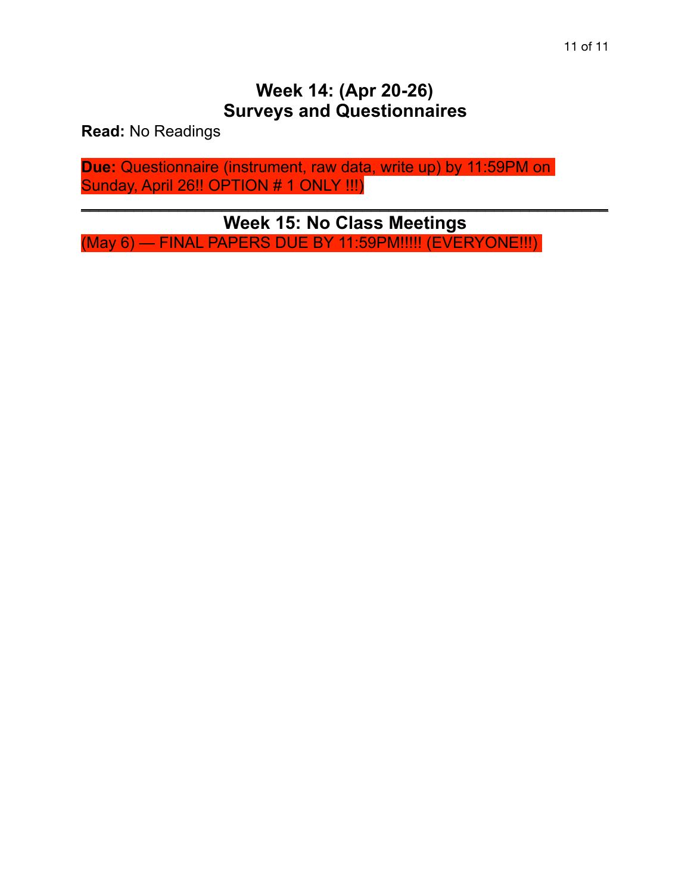## Week 14: (Apr 20-26)
## Surveys and Questionnaires

**Read:** No Readings

**Due:** Questionnaire (instrument, raw data, write up) by 11:59PM on Sunday, April 26!! OPTION # 1 ONLY !!!)

---

## Week 15: No Class Meetings

(May 6) — FINAL PAPERS DUE BY 11:59PM!!!!! (EVERYONE!!!)